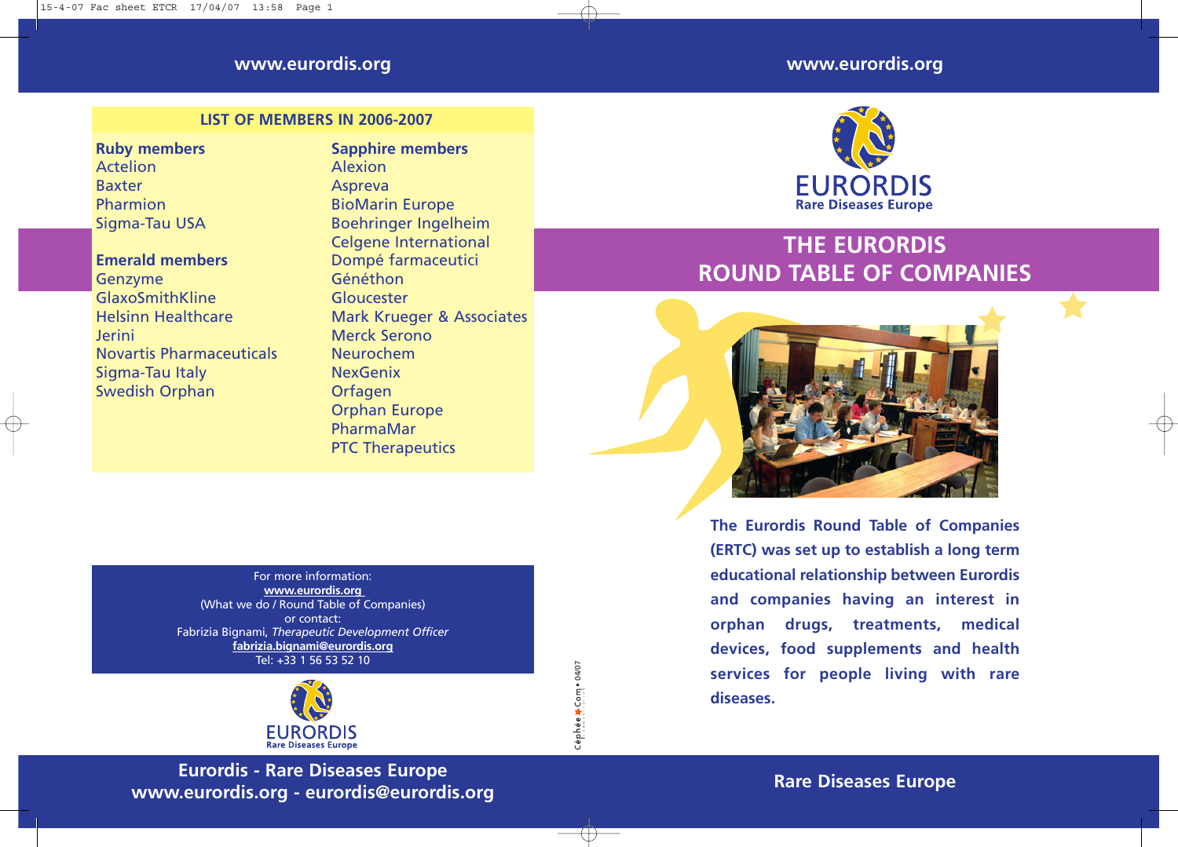## THE EURORDIS ROUND TABLE OF COMPANIES

**The Eurordis Round Table of Companies (ERTC) was set up to establish a long term educational relationship between Eurordis and companies having an interest in orphan drugs, treatments, medical devices, food supplements and health services for people living with rare diseases.**

### LIST OF MEMBERS IN 2006-2007

**Ruby members**
- Actelion
- Baxter
- Pharmion
- Sigma-Tau USA

**Emerald members**
- Genzyme
- GlaxoSmithKline
- Helsinn Healthcare
- Jerini
- Novartis Pharmaceuticals
- Sigma-Tau Italy
- Swedish Orphan

**Sapphire members**
- Alexion
- Aspreva
- BioMarin Europe
- Boehringer Ingelheim
- Celgene International
- Dompé farmaceutici
- Généthon
- Gloucester
- Mark Krueger & Associates
- Merck Serono
- Neurochem
- NexGenix
- Orfagen
- Orphan Europe
- PharmaMar
- PTC Therapeutics

For more information:
**www.eurordis.org**
(What we do / Round Table of Companies)
or contact:
Fabrizia Bignami, *Therapeutic Development Officer*
**fabrizia.bignami@eurordis.org**
Tel: +33 1 56 53 52 10

EURORDIS
Rare Diseases Europe

**Eurordis - Rare Diseases Europe**
**www.eurordis.org - eurordis@eurordis.org**

Céphée Com • 04/07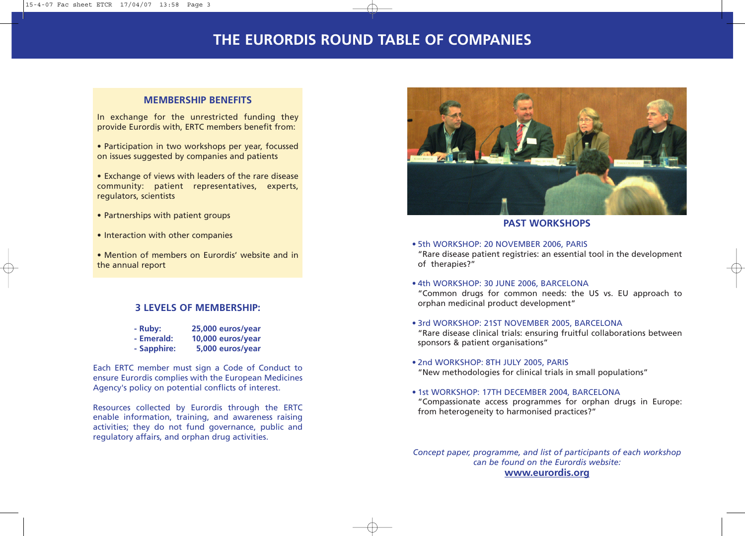# THE EURORDIS ROUND TABLE OF COMPANIES

## MEMBERSHIP BENEFITS

In exchange for the unrestricted funding they provide Eurordis with, ERTC members benefit from:

- Participation in two workshops per year, focussed on issues suggested by companies and patients
- Exchange of views with leaders of the rare disease community: patient representatives, experts, regulators, scientists
- Partnerships with patient groups
- Interaction with other companies
- Mention of members on Eurordis' website and in the annual report

## 3 LEVELS OF MEMBERSHIP:

- **Ruby:** **25,000 euros/year**
- **Emerald:** **10,000 euros/year**
- **Sapphire:** **5,000 euros/year**

Each ERTC member must sign a Code of Conduct to ensure Eurordis complies with the European Medicines Agency's policy on potential conflicts of interest.

Resources collected by Eurordis through the ERTC enable information, training, and awareness raising activities; they do not fund governance, public and regulatory affairs, and orphan drug activities.

## PAST WORKSHOPS

- 5th WORKSHOP: 20 NOVEMBER 2006, PARIS
  "Rare disease patient registries: an essential tool in the development of therapies?"
- 4th WORKSHOP: 30 JUNE 2006, BARCELONA
  "Common drugs for common needs: the US vs. EU approach to orphan medicinal product development"
- 3rd WORKSHOP: 21ST NOVEMBER 2005, BARCELONA
  "Rare disease clinical trials: ensuring fruitful collaborations between sponsors & patient organisations"
- 2nd WORKSHOP: 8TH JULY 2005, PARIS
  "New methodologies for clinical trials in small populations"
- 1st WORKSHOP: 17TH DECEMBER 2004, BARCELONA
  "Compassionate access programmes for orphan drugs in Europe: from heterogeneity to harmonised practices?"

*Concept paper, programme, and list of participants of each workshop can be found on the Eurordis website:*
**www.eurordis.org**